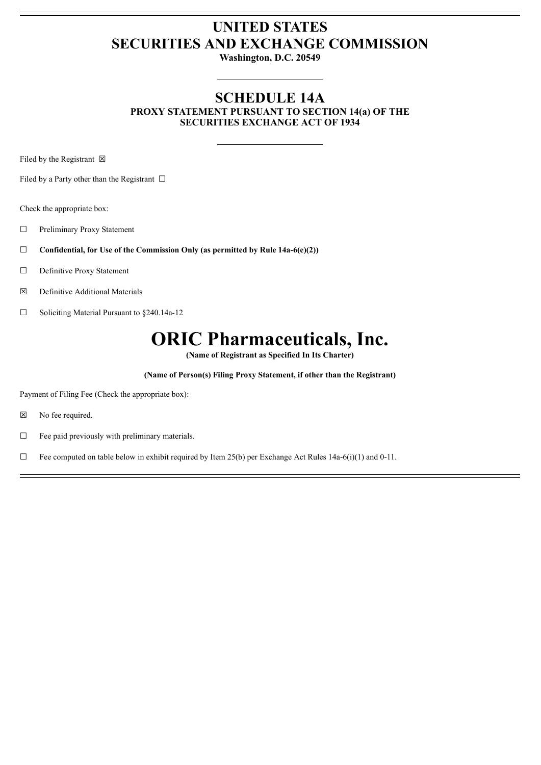# UNITED STATES
# SECURITIES AND EXCHANGE COMMISSION

**Washington, D.C. 20549**

---

## SCHEDULE 14A

**PROXY STATEMENT PURSUANT TO SECTION 14(a) OF THE SECURITIES EXCHANGE ACT OF 1934**

---

Filed by the Registrant ☒

Filed by a Party other than the Registrant ☐

Check the appropriate box:

☐ Preliminary Proxy Statement

☐ **Confidential, for Use of the Commission Only (as permitted by Rule 14a-6(e)(2))**

☐ Definitive Proxy Statement

☒ Definitive Additional Materials

☐ Soliciting Material Pursuant to §240.14a-12

# ORIC Pharmaceuticals, Inc.

**(Name of Registrant as Specified In Its Charter)**

**(Name of Person(s) Filing Proxy Statement, if other than the Registrant)**

Payment of Filing Fee (Check the appropriate box):

☒ No fee required.

☐ Fee paid previously with preliminary materials.

☐ Fee computed on table below in exhibit required by Item 25(b) per Exchange Act Rules 14a-6(i)(1) and 0-11.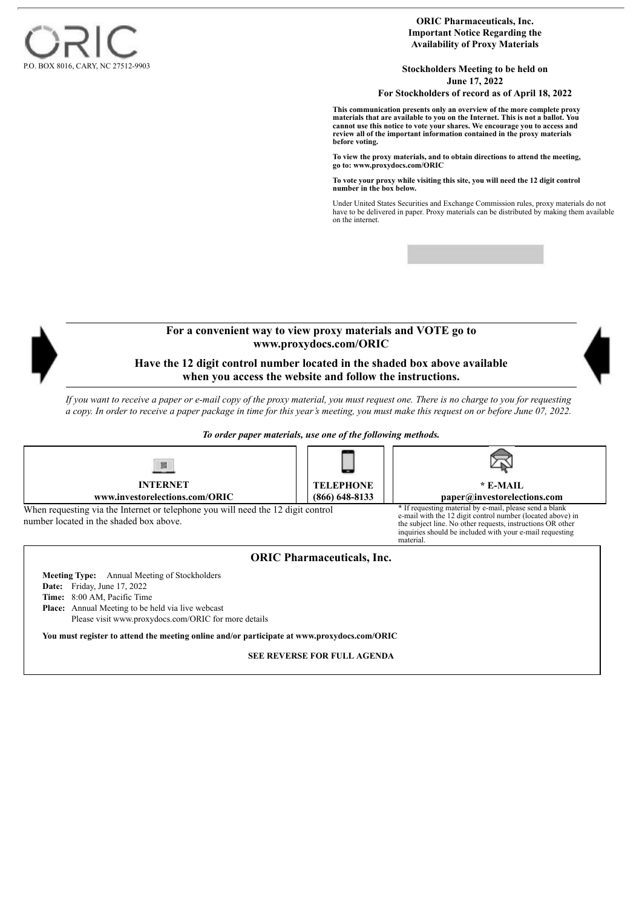ORIC

P.O. BOX 8016, CARY, NC 27512-9903

**ORIC Pharmaceuticals, Inc.**
**Important Notice Regarding the Availability of Proxy Materials**

**Stockholders Meeting to be held on**
**June 17, 2022**
**For Stockholders of record as of April 18, 2022**

**This communication presents only an overview of the more complete proxy materials that are available to you on the Internet. This is not a ballot. You cannot use this notice to vote your shares. We encourage you to access and review all of the important information contained in the proxy materials before voting.**

**To view the proxy materials, and to obtain directions to attend the meeting, go to: www.proxydocs.com/ORIC**

**To vote your proxy while visiting this site, you will need the 12 digit control number in the box below.**

Under United States Securities and Exchange Commission rules, proxy materials do not have to be delivered in paper. Proxy materials can be distributed by making them available on the internet.

**For a convenient way to view proxy materials and VOTE go to www.proxydocs.com/ORIC**

**Have the 12 digit control number located in the shaded box above available when you access the website and follow the instructions.**

*If you want to receive a paper or e-mail copy of the proxy material, you must request one. There is no charge to you for requesting a copy. In order to receive a paper package in time for this year's meeting, you must make this request on or before June 07, 2022.*

***To order paper materials, use one of the following methods.***

| INTERNET | TELEPHONE | * E-MAIL |
|---|---|---|
| **www.investorelections.com/ORIC** | **(866) 648-8133** | **paper@investorelections.com** |

When requesting via the Internet or telephone you will need the 12 digit control number located in the shaded box above.

* If requesting material by e-mail, please send a blank e-mail with the 12 digit control number (located above) in the subject line. No other requests, instructions OR other inquiries should be included with your e-mail requesting material.

## ORIC Pharmaceuticals, Inc.

**Meeting Type:** Annual Meeting of Stockholders
**Date:** Friday, June 17, 2022
**Time:** 8:00 AM, Pacific Time
**Place:** Annual Meeting to be held via live webcast
Please visit www.proxydocs.com/ORIC for more details

**You must register to attend the meeting online and/or participate at www.proxydocs.com/ORIC**

**SEE REVERSE FOR FULL AGENDA**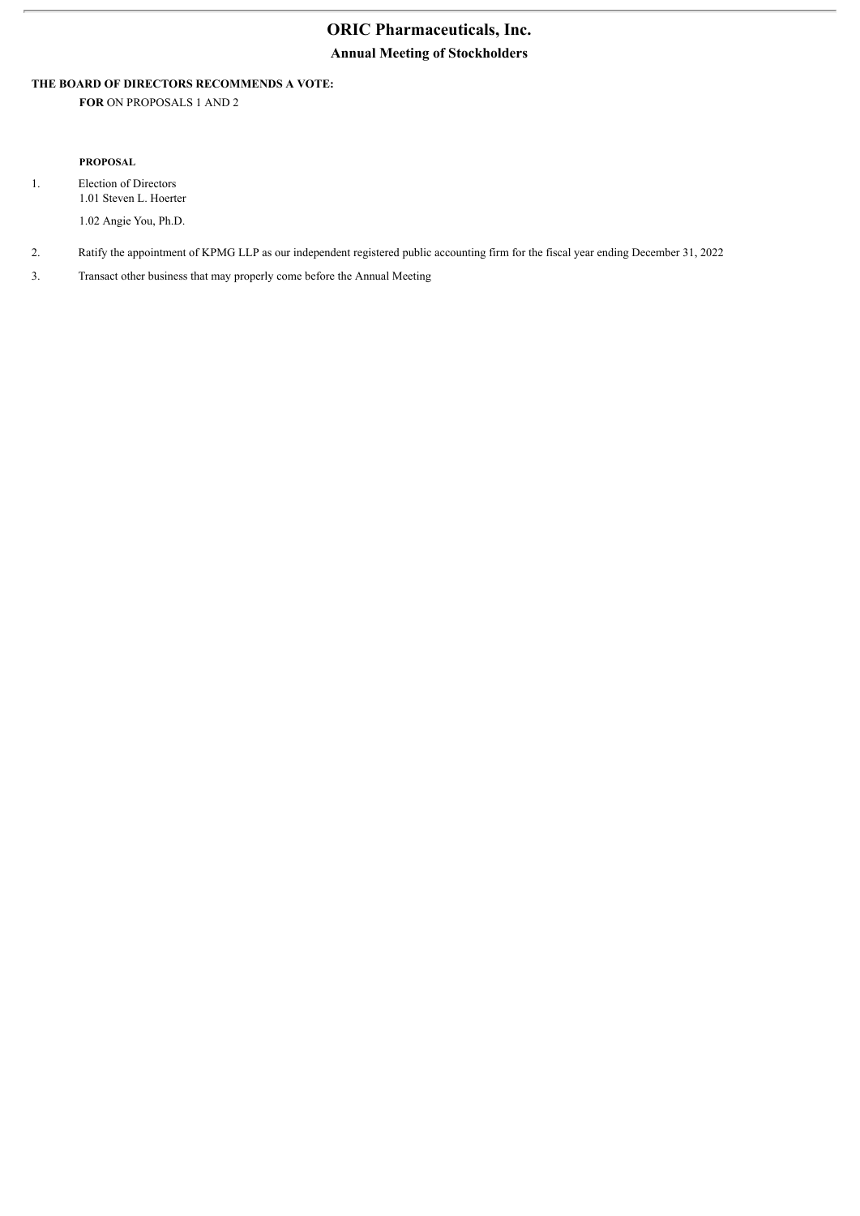# ORIC Pharmaceuticals, Inc.

## Annual Meeting of Stockholders

**THE BOARD OF DIRECTORS RECOMMENDS A VOTE:**

**FOR** ON PROPOSALS 1 AND 2

**PROPOSAL**

1. Election of Directors
   1.01 Steven L. Hoerter
   1.02 Angie You, Ph.D.
2. Ratify the appointment of KPMG LLP as our independent registered public accounting firm for the fiscal year ending December 31, 2022
3. Transact other business that may properly come before the Annual Meeting